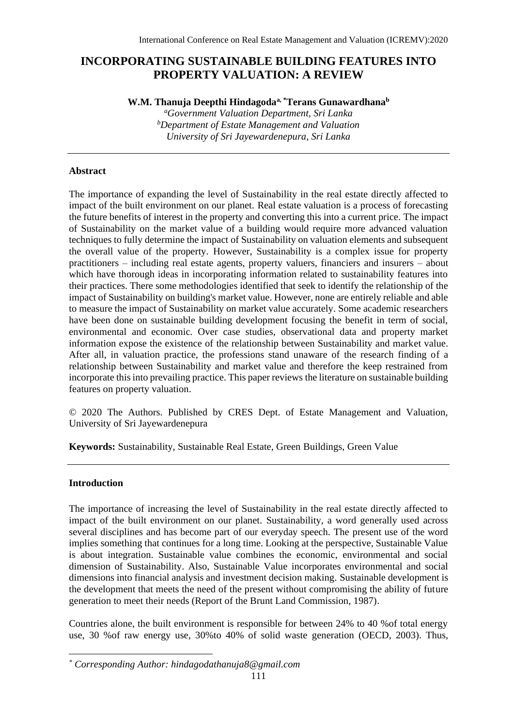# INCORPORATING SUSTAINABLE BUILDING FEATURES INTO PROPERTY VALUATION: A REVIEW

**W.M. Thanuja Deepthi Hindagoda[a,*] Terans Gunawardhana[b]**

[a]*Government Valuation Department, Sri Lanka*
[b]*Department of Estate Management and Valuation*
*University of Sri Jayewardenepura, Sri Lanka*

---

**Abstract**

The importance of expanding the level of Sustainability in the real estate directly affected to impact of the built environment on our planet. Real estate valuation is a process of forecasting the future benefits of interest in the property and converting this into a current price. The impact of Sustainability on the market value of a building would require more advanced valuation techniques to fully determine the impact of Sustainability on valuation elements and subsequent the overall value of the property. However, Sustainability is a complex issue for property practitioners – including real estate agents, property valuers, financiers and insurers – about which have thorough ideas in incorporating information related to sustainability features into their practices. There some methodologies identified that seek to identify the relationship of the impact of Sustainability on building's market value. However, none are entirely reliable and able to measure the impact of Sustainability on market value accurately. Some academic researchers have been done on sustainable building development focusing the benefit in term of social, environmental and economic. Over case studies, observational data and property market information expose the existence of the relationship between Sustainability and market value. After all, in valuation practice, the professions stand unaware of the research finding of a relationship between Sustainability and market value and therefore the keep restrained from incorporate this into prevailing practice. This paper reviews the literature on sustainable building features on property valuation.

© 2020 The Authors. Published by CRES Dept. of Estate Management and Valuation, University of Sri Jayewardenepura

**Keywords:** Sustainability, Sustainable Real Estate, Green Buildings, Green Value

---

**Introduction**

The importance of increasing the level of Sustainability in the real estate directly affected to impact of the built environment on our planet. Sustainability, a word generally used across several disciplines and has become part of our everyday speech. The present use of the word implies something that continues for a long time. Looking at the perspective, Sustainable Value is about integration. Sustainable value combines the economic, environmental and social dimension of Sustainability. Also, Sustainable Value incorporates environmental and social dimensions into financial analysis and investment decision making. Sustainable development is the development that meets the need of the present without compromising the ability of future generation to meet their needs (Report of the Brunt Land Commission, 1987).

Countries alone, the built environment is responsible for between 24% to 40 %of total energy use, 30 %of raw energy use, 30%to 40% of solid waste generation (OECD, 2003). Thus,

---

* *Corresponding Author: hindagodathanuja8@gmail.com*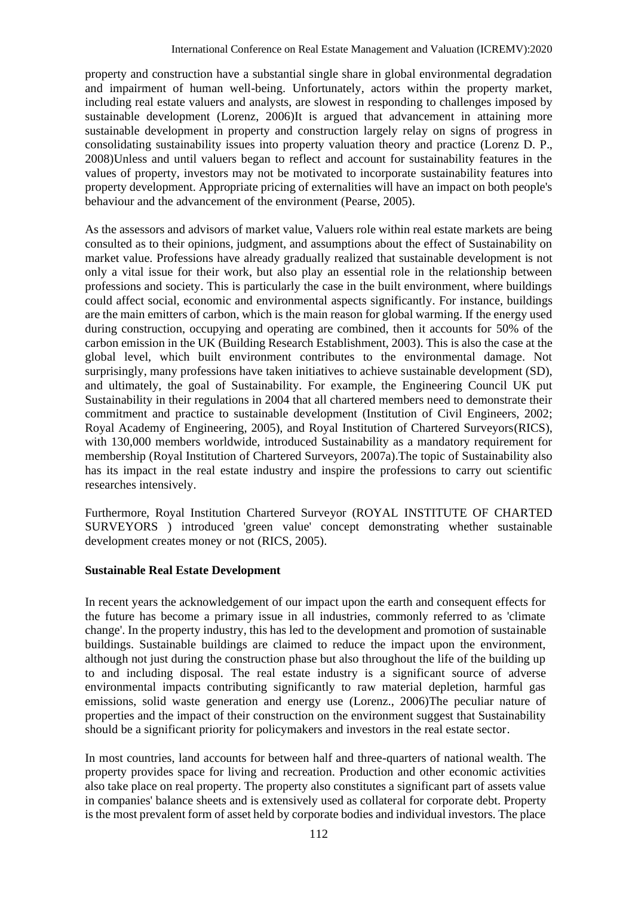property and construction have a substantial single share in global environmental degradation and impairment of human well-being. Unfortunately, actors within the property market, including real estate valuers and analysts, are slowest in responding to challenges imposed by sustainable development (Lorenz, 2006)It is argued that advancement in attaining more sustainable development in property and construction largely relay on signs of progress in consolidating sustainability issues into property valuation theory and practice (Lorenz D. P., 2008)Unless and until valuers began to reflect and account for sustainability features in the values of property, investors may not be motivated to incorporate sustainability features into property development. Appropriate pricing of externalities will have an impact on both people's behaviour and the advancement of the environment (Pearse, 2005).

As the assessors and advisors of market value, Valuers role within real estate markets are being consulted as to their opinions, judgment, and assumptions about the effect of Sustainability on market value. Professions have already gradually realized that sustainable development is not only a vital issue for their work, but also play an essential role in the relationship between professions and society. This is particularly the case in the built environment, where buildings could affect social, economic and environmental aspects significantly. For instance, buildings are the main emitters of carbon, which is the main reason for global warming. If the energy used during construction, occupying and operating are combined, then it accounts for 50% of the carbon emission in the UK (Building Research Establishment, 2003). This is also the case at the global level, which built environment contributes to the environmental damage. Not surprisingly, many professions have taken initiatives to achieve sustainable development (SD), and ultimately, the goal of Sustainability. For example, the Engineering Council UK put Sustainability in their regulations in 2004 that all chartered members need to demonstrate their commitment and practice to sustainable development (Institution of Civil Engineers, 2002; Royal Academy of Engineering, 2005), and Royal Institution of Chartered Surveyors(RICS), with 130,000 members worldwide, introduced Sustainability as a mandatory requirement for membership (Royal Institution of Chartered Surveyors, 2007a).The topic of Sustainability also has its impact in the real estate industry and inspire the professions to carry out scientific researches intensively.

Furthermore, Royal Institution Chartered Surveyor (ROYAL INSTITUTE OF CHARTED SURVEYORS ) introduced 'green value' concept demonstrating whether sustainable development creates money or not (RICS, 2005).

**Sustainable Real Estate Development**

In recent years the acknowledgement of our impact upon the earth and consequent effects for the future has become a primary issue in all industries, commonly referred to as 'climate change'. In the property industry, this has led to the development and promotion of sustainable buildings. Sustainable buildings are claimed to reduce the impact upon the environment, although not just during the construction phase but also throughout the life of the building up to and including disposal. The real estate industry is a significant source of adverse environmental impacts contributing significantly to raw material depletion, harmful gas emissions, solid waste generation and energy use (Lorenz., 2006)The peculiar nature of properties and the impact of their construction on the environment suggest that Sustainability should be a significant priority for policymakers and investors in the real estate sector.

In most countries, land accounts for between half and three-quarters of national wealth. The property provides space for living and recreation. Production and other economic activities also take place on real property. The property also constitutes a significant part of assets value in companies' balance sheets and is extensively used as collateral for corporate debt. Property is the most prevalent form of asset held by corporate bodies and individual investors. The place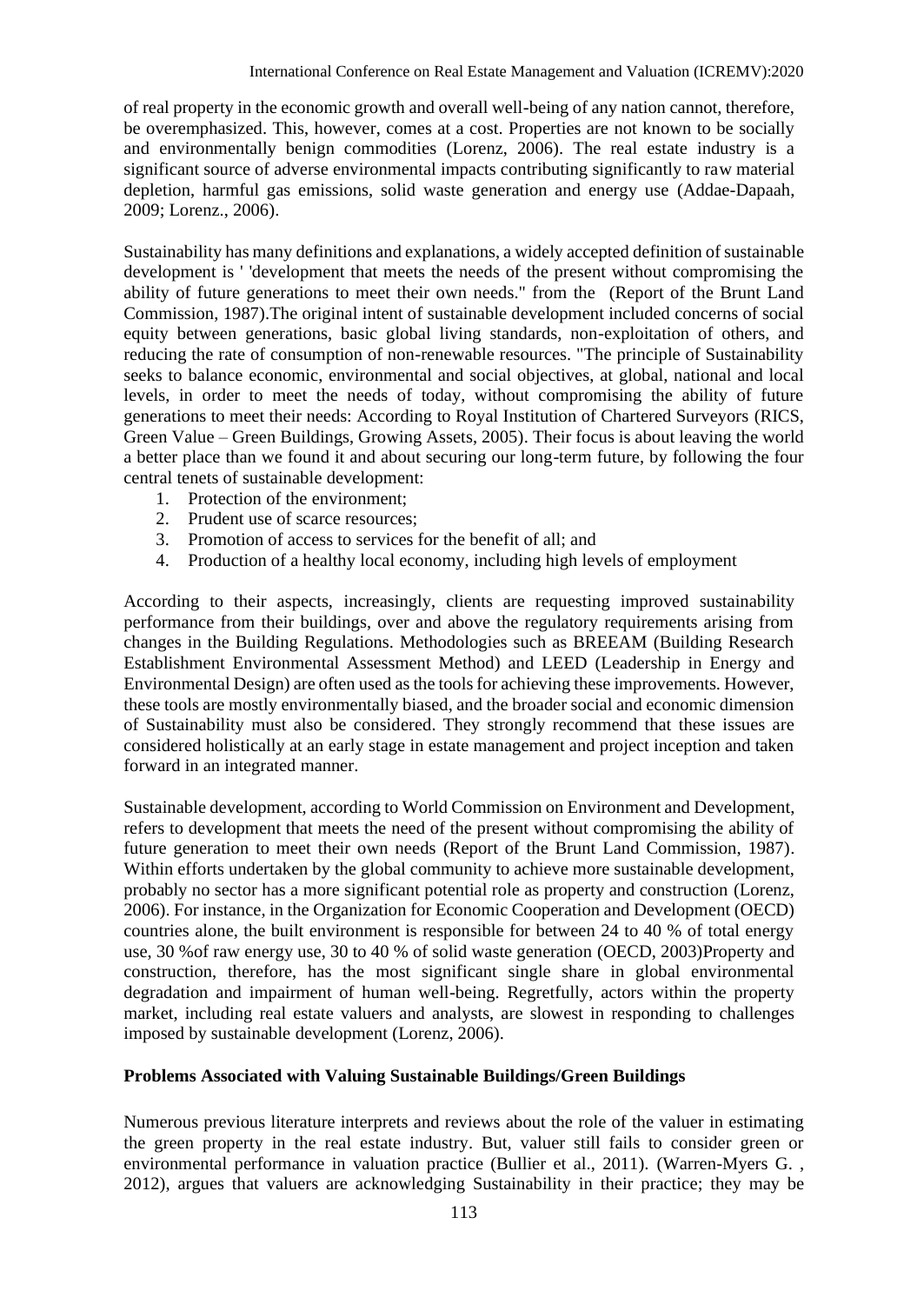of real property in the economic growth and overall well-being of any nation cannot, therefore, be overemphasized. This, however, comes at a cost. Properties are not known to be socially and environmentally benign commodities (Lorenz, 2006). The real estate industry is a significant source of adverse environmental impacts contributing significantly to raw material depletion, harmful gas emissions, solid waste generation and energy use (Addae-Dapaah, 2009; Lorenz., 2006).

Sustainability has many definitions and explanations, a widely accepted definition of sustainable development is ' 'development that meets the needs of the present without compromising the ability of future generations to meet their own needs." from the (Report of the Brunt Land Commission, 1987).The original intent of sustainable development included concerns of social equity between generations, basic global living standards, non-exploitation of others, and reducing the rate of consumption of non-renewable resources. "The principle of Sustainability seeks to balance economic, environmental and social objectives, at global, national and local levels, in order to meet the needs of today, without compromising the ability of future generations to meet their needs: According to Royal Institution of Chartered Surveyors (RICS, Green Value – Green Buildings, Growing Assets, 2005). Their focus is about leaving the world a better place than we found it and about securing our long-term future, by following the four central tenets of sustainable development:

1. Protection of the environment;
2. Prudent use of scarce resources;
3. Promotion of access to services for the benefit of all; and
4. Production of a healthy local economy, including high levels of employment

According to their aspects, increasingly, clients are requesting improved sustainability performance from their buildings, over and above the regulatory requirements arising from changes in the Building Regulations. Methodologies such as BREEAM (Building Research Establishment Environmental Assessment Method) and LEED (Leadership in Energy and Environmental Design) are often used as the tools for achieving these improvements. However, these tools are mostly environmentally biased, and the broader social and economic dimension of Sustainability must also be considered. They strongly recommend that these issues are considered holistically at an early stage in estate management and project inception and taken forward in an integrated manner.

Sustainable development, according to World Commission on Environment and Development, refers to development that meets the need of the present without compromising the ability of future generation to meet their own needs (Report of the Brunt Land Commission, 1987). Within efforts undertaken by the global community to achieve more sustainable development, probably no sector has a more significant potential role as property and construction (Lorenz, 2006). For instance, in the Organization for Economic Cooperation and Development (OECD) countries alone, the built environment is responsible for between 24 to 40 % of total energy use, 30 %of raw energy use, 30 to 40 % of solid waste generation (OECD, 2003)Property and construction, therefore, has the most significant single share in global environmental degradation and impairment of human well-being. Regretfully, actors within the property market, including real estate valuers and analysts, are slowest in responding to challenges imposed by sustainable development (Lorenz, 2006).

**Problems Associated with Valuing Sustainable Buildings/Green Buildings**

Numerous previous literature interprets and reviews about the role of the valuer in estimating the green property in the real estate industry. But, valuer still fails to consider green or environmental performance in valuation practice (Bullier et al., 2011). (Warren-Myers G. , 2012), argues that valuers are acknowledging Sustainability in their practice; they may be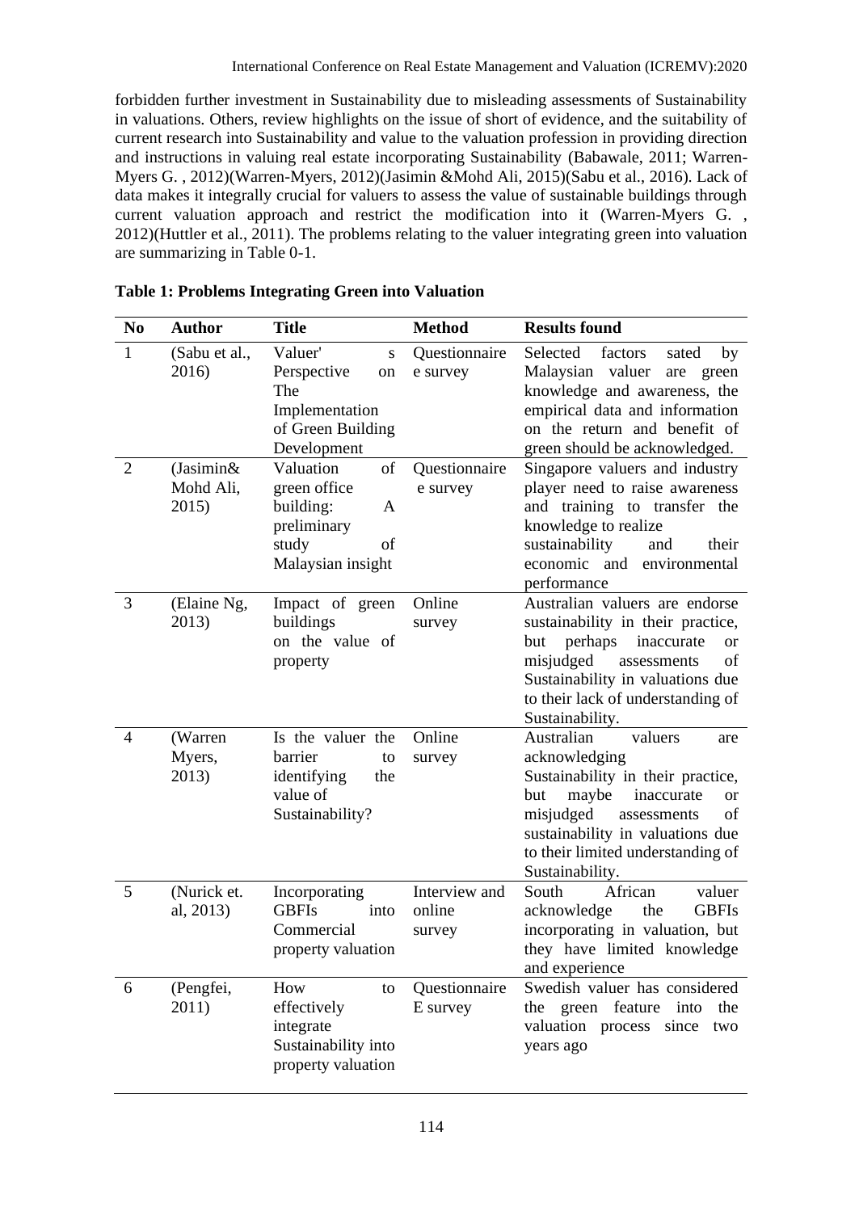forbidden further investment in Sustainability due to misleading assessments of Sustainability in valuations. Others, review highlights on the issue of short of evidence, and the suitability of current research into Sustainability and value to the valuation profession in providing direction and instructions in valuing real estate incorporating Sustainability (Babawale, 2011; Warren-Myers G. , 2012)(Warren-Myers, 2012)(Jasimin &Mohd Ali, 2015)(Sabu et al., 2016). Lack of data makes it integrally crucial for valuers to assess the value of sustainable buildings through current valuation approach and restrict the modification into it (Warren-Myers G. , 2012)(Huttler et al., 2011). The problems relating to the valuer integrating green into valuation are summarizing in Table 0-1.

**Table 1: Problems Integrating Green into Valuation**

| No | Author | Title | Method | Results found |
|---|---|---|---|---|
| 1 | (Sabu et al., 2016) | Valuer' s Perspective on The Implementation of Green Building Development | Questionnaire e survey | Selected factors sated by Malaysian valuer are green knowledge and awareness, the empirical data and information on the return and benefit of green should be acknowledged. |
| 2 | (Jasimin& Mohd Ali, 2015) | Valuation of green office building: A preliminary study of Malaysian insight | Questionnaire e survey | Singapore valuers and industry player need to raise awareness and training to transfer the knowledge to realize sustainability and their economic and environmental performance |
| 3 | (Elaine Ng, 2013) | Impact of green buildings on the value of property | Online survey | Australian valuers are endorse sustainability in their practice, but perhaps inaccurate or misjudged assessments of Sustainability in valuations due to their lack of understanding of Sustainability. |
| 4 | (Warren Myers, 2013) | Is the valuer the barrier to identifying the value of Sustainability? | Online survey | Australian valuers are acknowledging Sustainability in their practice, but maybe inaccurate or misjudged assessments of sustainability in valuations due to their limited understanding of Sustainability. |
| 5 | (Nurick et. al, 2013) | Incorporating GBFIs into Commercial property valuation | Interview and online survey | South African valuer acknowledge the GBFIs incorporating in valuation, but they have limited knowledge and experience |
| 6 | (Pengfei, 2011) | How to effectively integrate Sustainability into property valuation | Questionnaire E survey | Swedish valuer has considered the green feature into the valuation process since two years ago |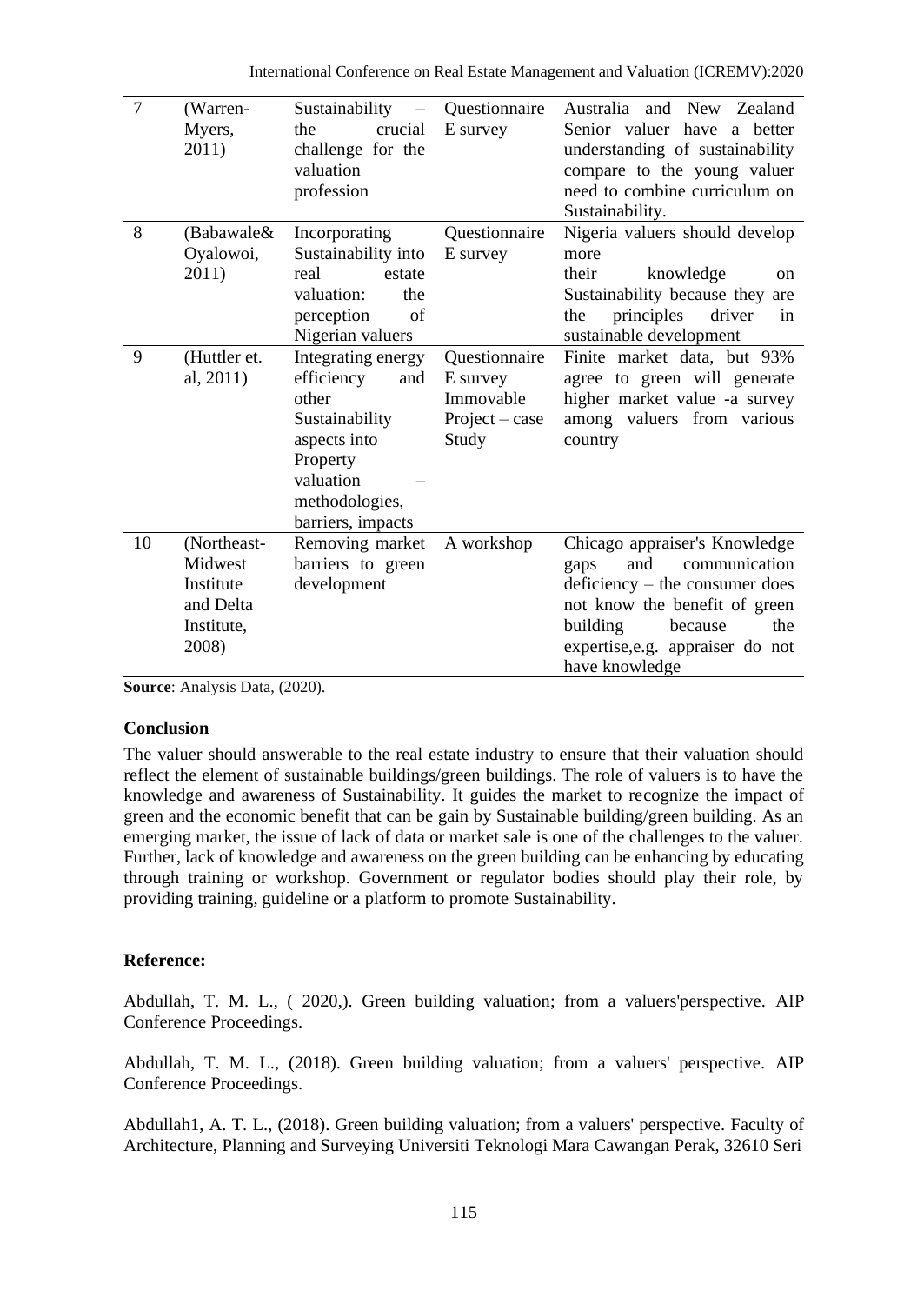| 7 | (Warren-Myers, 2011) | Sustainability – the crucial challenge for the valuation profession | Questionnaire E survey | Australia and New Zealand Senior valuer have a better understanding of sustainability compare to the young valuer need to combine curriculum on Sustainability. |
|---|---|---|---|---|
| 8 | (Babawale& Oyalowoi, 2011) | Incorporating Sustainability into real estate valuation: the perception of Nigerian valuers | Questionnaire E survey | Nigeria valuers should develop more their knowledge on Sustainability because they are the principles driver in sustainable development |
| 9 | (Huttler et. al, 2011) | Integrating energy efficiency and other Sustainability aspects into Property valuation – methodologies, barriers, impacts | Questionnaire E survey Immovable Project – case Study | Finite market data, but 93% agree to green will generate higher market value -a survey among valuers from various country |
| 10 | (Northeast-Midwest Institute and Delta Institute, 2008) | Removing market barriers to green development | A workshop | Chicago appraiser's Knowledge gaps and communication deficiency – the consumer does not know the benefit of green building because the expertise,e.g. appraiser do not have knowledge |

**Source**: Analysis Data, (2020).

### Conclusion

The valuer should answerable to the real estate industry to ensure that their valuation should reflect the element of sustainable buildings/green buildings. The role of valuers is to have the knowledge and awareness of Sustainability. It guides the market to recognize the impact of green and the economic benefit that can be gain by Sustainable building/green building. As an emerging market, the issue of lack of data or market sale is one of the challenges to the valuer. Further, lack of knowledge and awareness on the green building can be enhancing by educating through training or workshop. Government or regulator bodies should play their role, by providing training, guideline or a platform to promote Sustainability.

### Reference:

Abdullah, T. M. L., ( 2020,). Green building valuation; from a valuers'perspective. AIP Conference Proceedings.

Abdullah, T. M. L., (2018). Green building valuation; from a valuers' perspective. AIP Conference Proceedings.

Abdullah1, A. T. L., (2018). Green building valuation; from a valuers' perspective. Faculty of Architecture, Planning and Surveying Universiti Teknologi Mara Cawangan Perak, 32610 Seri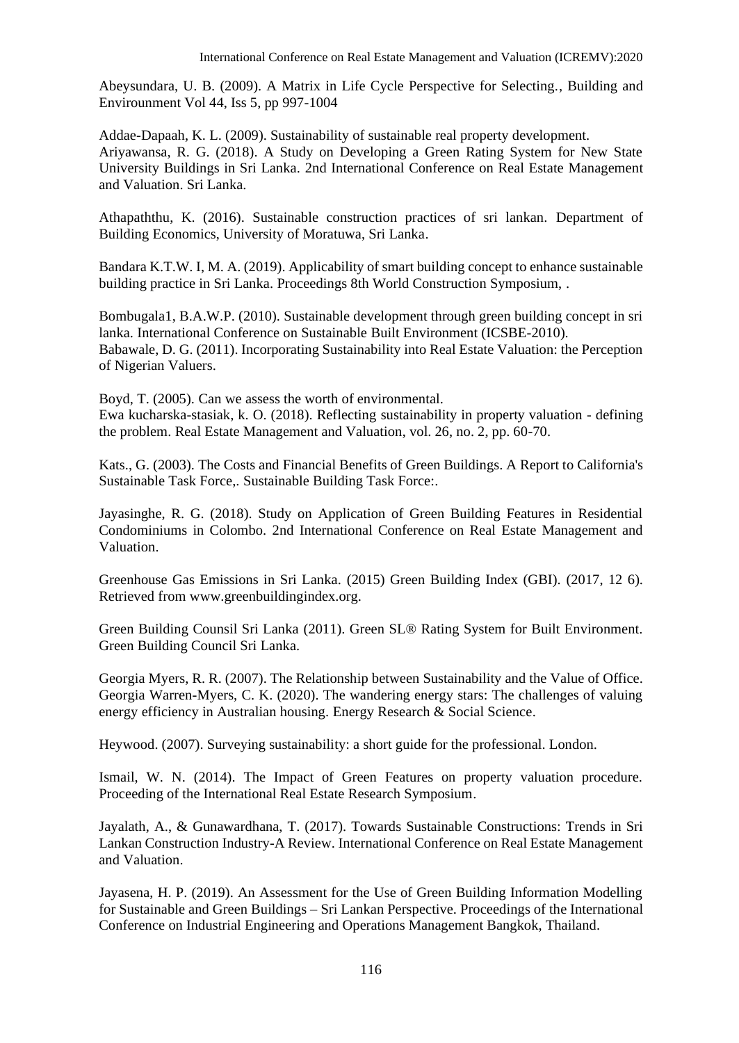Abeysundara, U. B. (2009). A Matrix in Life Cycle Perspective for Selecting., Building and Envirounment Vol 44, Iss 5, pp 997-1004

Addae-Dapaah, K. L. (2009). Sustainability of sustainable real property development.

Ariyawansa, R. G. (2018). A Study on Developing a Green Rating System for New State University Buildings in Sri Lanka. 2nd International Conference on Real Estate Management and Valuation. Sri Lanka.

Athapaththu, K. (2016). Sustainable construction practices of sri lankan. Department of Building Economics, University of Moratuwa, Sri Lanka.

Bandara K.T.W. I, M. A. (2019). Applicability of smart building concept to enhance sustainable building practice in Sri Lanka. Proceedings 8th World Construction Symposium, .

Bombugala1, B.A.W.P. (2010). Sustainable development through green building concept in sri lanka. International Conference on Sustainable Built Environment (ICSBE-2010).

Babawale, D. G. (2011). Incorporating Sustainability into Real Estate Valuation: the Perception of Nigerian Valuers.

Boyd, T. (2005). Can we assess the worth of environmental.

Ewa kucharska-stasiak, k. O. (2018). Reflecting sustainability in property valuation - defining the problem. Real Estate Management and Valuation, vol. 26, no. 2, pp. 60-70.

Kats., G. (2003). The Costs and Financial Benefits of Green Buildings. A Report to California's Sustainable Task Force,. Sustainable Building Task Force:.

Jayasinghe, R. G. (2018). Study on Application of Green Building Features in Residential Condominiums in Colombo. 2nd International Conference on Real Estate Management and Valuation.

Greenhouse Gas Emissions in Sri Lanka. (2015) Green Building Index (GBI). (2017, 12 6). Retrieved from www.greenbuildingindex.org.

Green Building Counsil Sri Lanka (2011). Green SL® Rating System for Built Environment. Green Building Council Sri Lanka.

Georgia Myers, R. R. (2007). The Relationship between Sustainability and the Value of Office.

Georgia Warren-Myers, C. K. (2020). The wandering energy stars: The challenges of valuing energy efficiency in Australian housing. Energy Research & Social Science.

Heywood. (2007). Surveying sustainability: a short guide for the professional. London.

Ismail, W. N. (2014). The Impact of Green Features on property valuation procedure. Proceeding of the International Real Estate Research Symposium.

Jayalath, A., & Gunawardhana, T. (2017). Towards Sustainable Constructions: Trends in Sri Lankan Construction Industry-A Review. International Conference on Real Estate Management and Valuation.

Jayasena, H. P. (2019). An Assessment for the Use of Green Building Information Modelling for Sustainable and Green Buildings – Sri Lankan Perspective. Proceedings of the International Conference on Industrial Engineering and Operations Management Bangkok, Thailand.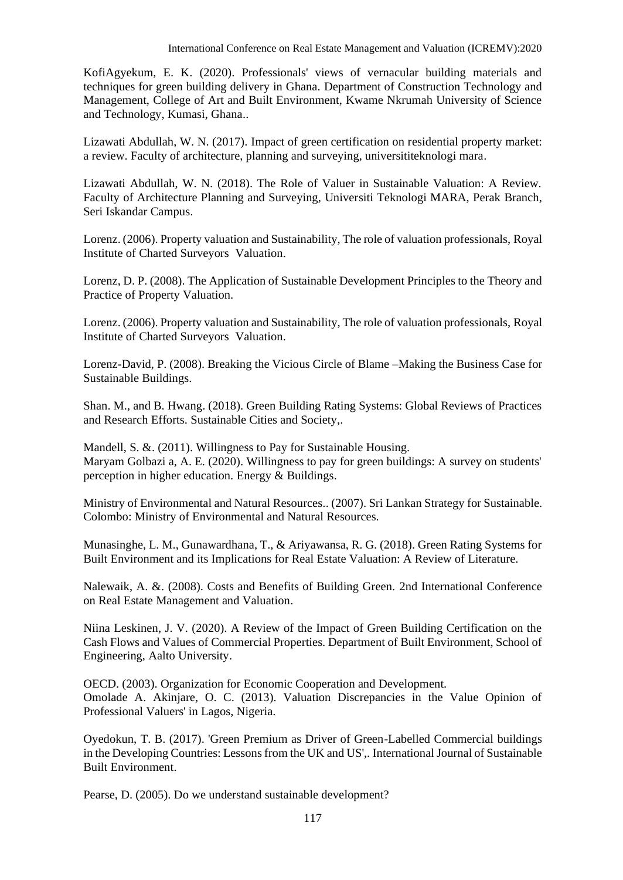KofiAgyekum, E. K. (2020). Professionals' views of vernacular building materials and techniques for green building delivery in Ghana. Department of Construction Technology and Management, College of Art and Built Environment, Kwame Nkrumah University of Science and Technology, Kumasi, Ghana..

Lizawati Abdullah, W. N. (2017). Impact of green certification on residential property market: a review. Faculty of architecture, planning and surveying, universititeknologi mara.

Lizawati Abdullah, W. N. (2018). The Role of Valuer in Sustainable Valuation: A Review. Faculty of Architecture Planning and Surveying, Universiti Teknologi MARA, Perak Branch, Seri Iskandar Campus.

Lorenz. (2006). Property valuation and Sustainability, The role of valuation professionals, Royal Institute of Charted Surveyors Valuation.

Lorenz, D. P. (2008). The Application of Sustainable Development Principles to the Theory and Practice of Property Valuation.

Lorenz. (2006). Property valuation and Sustainability, The role of valuation professionals, Royal Institute of Charted Surveyors Valuation.

Lorenz-David, P. (2008). Breaking the Vicious Circle of Blame –Making the Business Case for Sustainable Buildings.

Shan. M., and B. Hwang. (2018). Green Building Rating Systems: Global Reviews of Practices and Research Efforts. Sustainable Cities and Society,.

Mandell, S. &. (2011). Willingness to Pay for Sustainable Housing.
Maryam Golbazi a, A. E. (2020). Willingness to pay for green buildings: A survey on students' perception in higher education. Energy & Buildings.

Ministry of Environmental and Natural Resources.. (2007). Sri Lankan Strategy for Sustainable. Colombo: Ministry of Environmental and Natural Resources.

Munasinghe, L. M., Gunawardhana, T., & Ariyawansa, R. G. (2018). Green Rating Systems for Built Environment and its Implications for Real Estate Valuation: A Review of Literature.

Nalewaik, A. &. (2008). Costs and Benefits of Building Green. 2nd International Conference on Real Estate Management and Valuation.

Niina Leskinen, J. V. (2020). A Review of the Impact of Green Building Certification on the Cash Flows and Values of Commercial Properties. Department of Built Environment, School of Engineering, Aalto University.

OECD. (2003). Organization for Economic Cooperation and Development.
Omolade A. Akinjare, O. C. (2013). Valuation Discrepancies in the Value Opinion of Professional Valuers' in Lagos, Nigeria.

Oyedokun, T. B. (2017). 'Green Premium as Driver of Green-Labelled Commercial buildings in the Developing Countries: Lessons from the UK and US',. International Journal of Sustainable Built Environment.

Pearse, D. (2005). Do we understand sustainable development?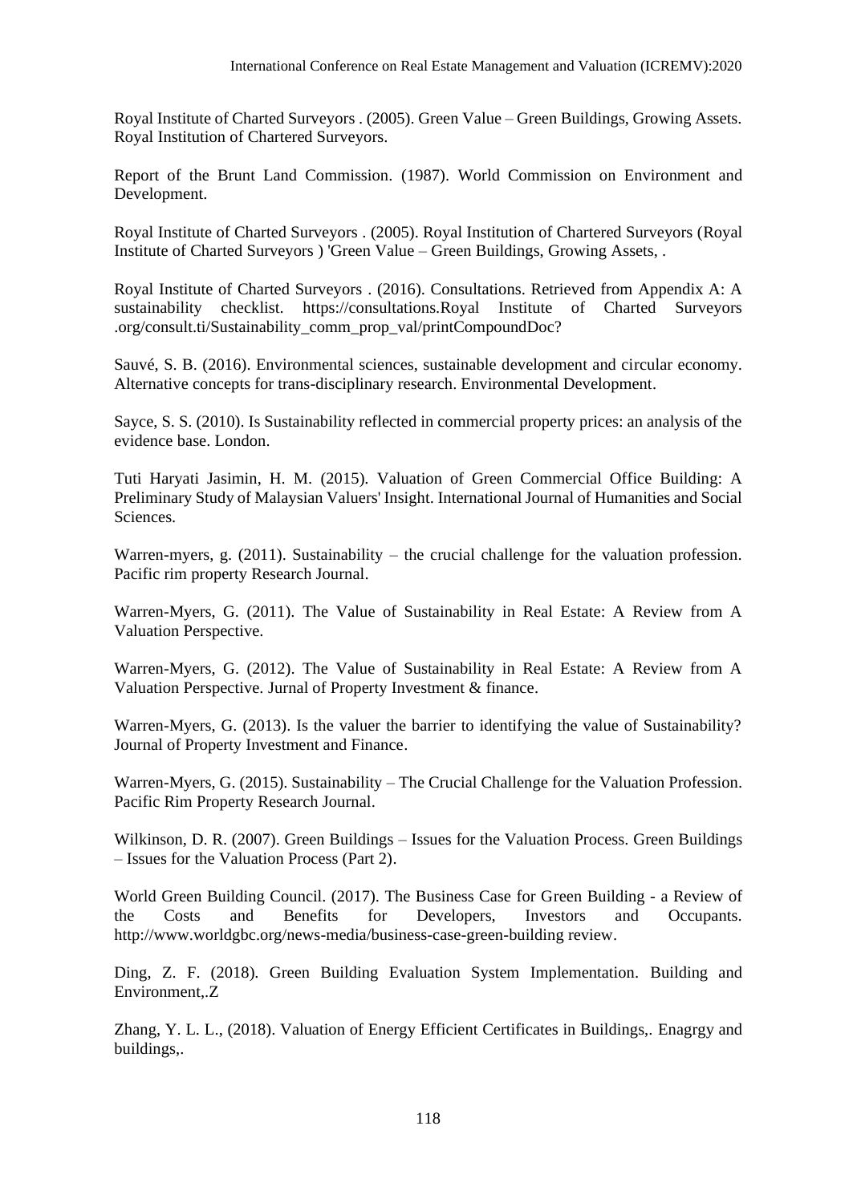Royal Institute of Charted Surveyors . (2005). Green Value – Green Buildings, Growing Assets. Royal Institution of Chartered Surveyors.

Report of the Brunt Land Commission. (1987). World Commission on Environment and Development.

Royal Institute of Charted Surveyors . (2005). Royal Institution of Chartered Surveyors (Royal Institute of Charted Surveyors ) 'Green Value – Green Buildings, Growing Assets, .

Royal Institute of Charted Surveyors . (2016). Consultations. Retrieved from Appendix A: A sustainability checklist. https://consultations.Royal Institute of Charted Surveyors .org/consult.ti/Sustainability_comm_prop_val/printCompoundDoc?

Sauvé, S. B. (2016). Environmental sciences, sustainable development and circular economy. Alternative concepts for trans-disciplinary research. Environmental Development.

Sayce, S. S. (2010). Is Sustainability reflected in commercial property prices: an analysis of the evidence base. London.

Tuti Haryati Jasimin, H. M. (2015). Valuation of Green Commercial Office Building: A Preliminary Study of Malaysian Valuers' Insight. International Journal of Humanities and Social Sciences.

Warren-myers, g. (2011). Sustainability – the crucial challenge for the valuation profession. Pacific rim property Research Journal.

Warren-Myers, G. (2011). The Value of Sustainability in Real Estate: A Review from A Valuation Perspective.

Warren-Myers, G. (2012). The Value of Sustainability in Real Estate: A Review from A Valuation Perspective. Jurnal of Property Investment & finance.

Warren-Myers, G. (2013). Is the valuer the barrier to identifying the value of Sustainability? Journal of Property Investment and Finance.

Warren-Myers, G. (2015). Sustainability – The Crucial Challenge for the Valuation Profession. Pacific Rim Property Research Journal.

Wilkinson, D. R. (2007). Green Buildings – Issues for the Valuation Process. Green Buildings – Issues for the Valuation Process (Part 2).

World Green Building Council. (2017). The Business Case for Green Building - a Review of the Costs and Benefits for Developers, Investors and Occupants. http://www.worldgbc.org/news-media/business-case-green-building review.

Ding, Z. F. (2018). Green Building Evaluation System Implementation. Building and Environment,.Z

Zhang, Y. L. L., (2018). Valuation of Energy Efficient Certificates in Buildings,. Enagrgy and buildings,.